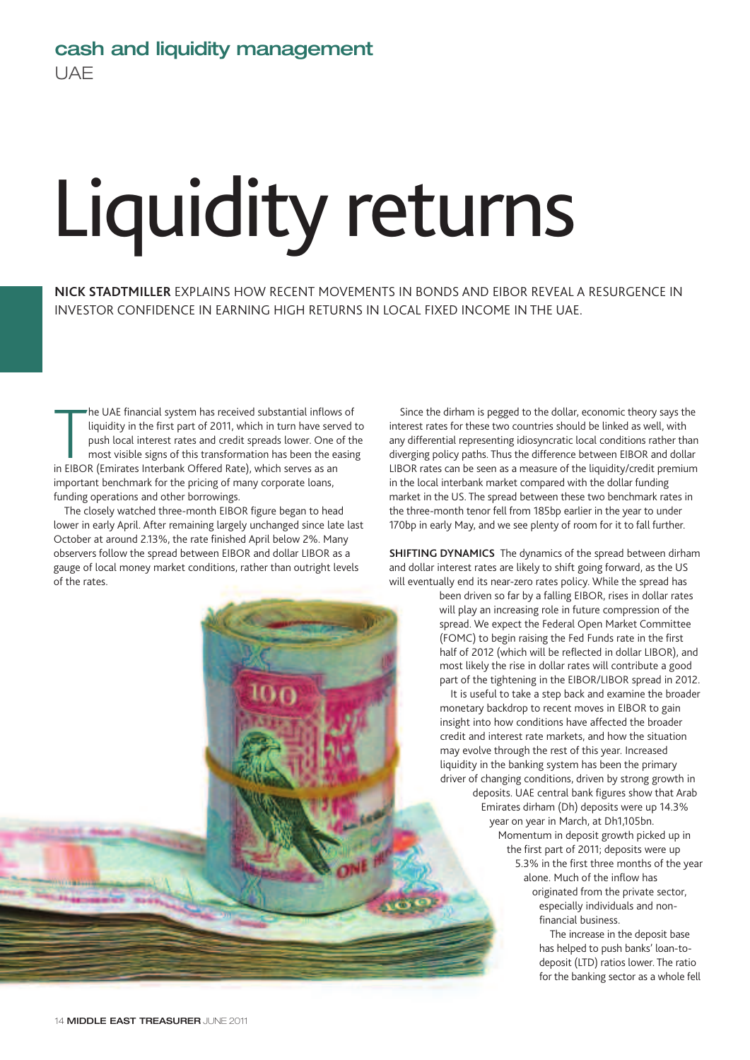cash and liquidity management

UAE

# Liquidity returns

**NICK STADTMILLER** EXPLAINS HOW RECENT MOVEMENTS IN BONDS AND EIBOR REVEAL A RESURGENCE IN INVESTOR CONFIDENCE IN EARNING HIGH RETURNS IN LOCAL FIXED INCOME IN THE UAE.

The UAE financial system has received substantial inflows of liquidity in the first part of 2011, which in turn have served to push local interest rates and credit spreads lower. One of the most visible signs of this transformation has been the easing in EIBOR (Emirates Interbank Offered Rate), which serves as an important benchmark for the pricing of many corporate loans, funding operations and other borrowings.

The closely watched three-month EIBOR figure began to head lower in early April. After remaining largely unchanged since late last October at around 2.13%, the rate finished April below 2%. Many observers follow the spread between EIBOR and dollar LIBOR as a gauge of local money market conditions, rather than outright levels of the rates.

Since the dirham is pegged to the dollar, economic theory says the interest rates for these two countries should be linked as well, with any differential representing idiosyncratic local conditions rather than diverging policy paths. Thus the difference between EIBOR and dollar LIBOR rates can be seen as a measure of the liquidity/credit premium in the local interbank market compared with the dollar funding market in the US. The spread between these two benchmark rates in the three-month tenor fell from 185bp earlier in the year to under 170bp in early May, and we see plenty of room for it to fall further.

**SHIFTING DYNAMICS** The dynamics of the spread between dirham and dollar interest rates are likely to shift going forward, as the US will eventually end its near-zero rates policy. While the spread has been driven so far by a falling EIBOR, rises in dollar rates will play an increasing role in future compression of the spread. We expect the Federal Open Market Committee (FOMC) to begin raising the Fed Funds rate in the first half of 2012 (which will be reflected in dollar LIBOR), and most likely the rise in dollar rates will contribute a good part of the tightening in the EIBOR/LIBOR spread in 2012.

It is useful to take a step back and examine the broader monetary backdrop to recent moves in EIBOR to gain insight into how conditions have affected the broader credit and interest rate markets, and how the situation may evolve through the rest of this year. Increased liquidity in the banking system has been the primary driver of changing conditions, driven by strong growth in deposits. UAE central bank figures show that Arab Emirates dirham (Dh) deposits were up 14.3% year on year in March, at Dh1,105bn. Momentum in deposit growth picked up in the first part of 2011; deposits were up 5.3% in the first three months of the year alone. Much of the inflow has originated from the private sector, especially individuals and non-financial business.

The increase in the deposit base has helped to push banks' loan-to-deposit (LTD) ratios lower. The ratio for the banking sector as a whole fell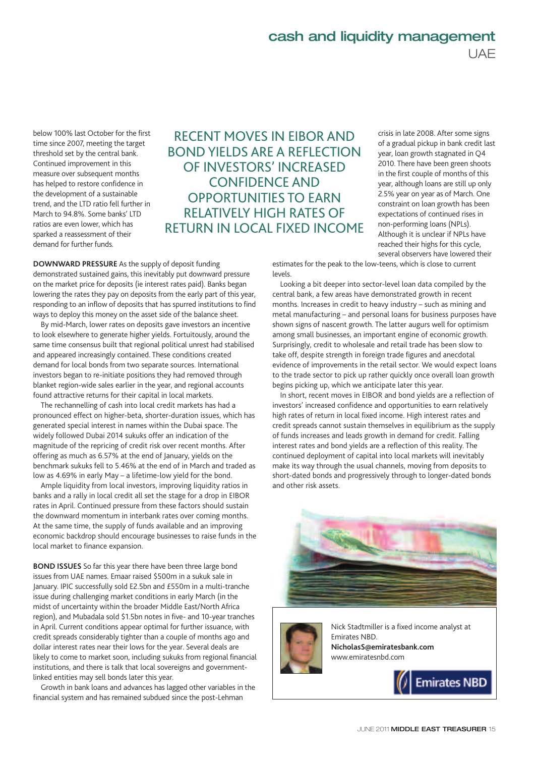below 100% last October for the first time since 2007, meeting the target threshold set by the central bank. Continued improvement in this measure over subsequent months has helped to restore confidence in the development of a sustainable trend, and the LTD ratio fell further in March to 94.8%. Some banks' LTD ratios are even lower, which has sparked a reassessment of their demand for further funds.

> RECENT MOVES IN EIBOR AND BOND YIELDS ARE A REFLECTION OF INVESTORS' INCREASED CONFIDENCE AND OPPORTUNITIES TO EARN RELATIVELY HIGH RATES OF RETURN IN LOCAL FIXED INCOME

**DOWNWARD PRESSURE** As the supply of deposit funding demonstrated sustained gains, this inevitably put downward pressure on the market price for deposits (ie interest rates paid). Banks began lowering the rates they pay on deposits from the early part of this year, responding to an inflow of deposits that has spurred institutions to find ways to deploy this money on the asset side of the balance sheet.

By mid-March, lower rates on deposits gave investors an incentive to look elsewhere to generate higher yields. Fortuitously, around the same time consensus built that regional political unrest had stabilised and appeared increasingly contained. These conditions created demand for local bonds from two separate sources. International investors began to re-initiate positions they had removed through blanket region-wide sales earlier in the year, and regional accounts found attractive returns for their capital in local markets.

The rechannelling of cash into local credit markets has had a pronounced effect on higher-beta, shorter-duration issues, which has generated special interest in names within the Dubai space. The widely followed Dubai 2014 sukuks offer an indication of the magnitude of the repricing of credit risk over recent months. After offering as much as 6.57% at the end of January, yields on the benchmark sukuks fell to 5.46% at the end of in March and traded as low as 4.69% in early May – a lifetime-low yield for the bond.

Ample liquidity from local investors, improving liquidity ratios in banks and a rally in local credit all set the stage for a drop in EIBOR rates in April. Continued pressure from these factors should sustain the downward momentum in interbank rates over coming months. At the same time, the supply of funds available and an improving economic backdrop should encourage businesses to raise funds in the local market to finance expansion.

**BOND ISSUES** So far this year there have been three large bond issues from UAE names. Emaar raised $500m in a sukuk sale in January. IPIC successfully sold £2.5bn and £550m in a multi-tranche issue during challenging market conditions in early March (in the midst of uncertainty within the broader Middle East/North Africa region), and Mubadala sold $1.5bn notes in five- and 10-year tranches in April. Current conditions appear optimal for further issuance, with credit spreads considerably tighter than a couple of months ago and dollar interest rates near their lows for the year. Several deals are likely to come to market soon, including sukuks from regional financial institutions, and there is talk that local sovereigns and government-linked entities may sell bonds later this year.

Growth in bank loans and advances has lagged other variables in the financial system and has remained subdued since the post-Lehman crisis in late 2008. After some signs of a gradual pickup in bank credit last year, loan growth stagnated in Q4 2010. There have been green shoots in the first couple of months of this year, although loans are still up only 2.5% year on year as of March. One constraint on loan growth has been expectations of continued rises in non-performing loans (NPLs). Although it is unclear if NPLs have reached their highs for this cycle, several observers have lowered their estimates for the peak to the low-teens, which is close to current levels.

Looking a bit deeper into sector-level loan data compiled by the central bank, a few areas have demonstrated growth in recent months. Increases in credit to heavy industry – such as mining and metal manufacturing – and personal loans for business purposes have shown signs of nascent growth. The latter augurs well for optimism among small businesses, an important engine of economic growth. Surprisingly, credit to wholesale and retail trade has been slow to take off, despite strength in foreign trade figures and anecdotal evidence of improvements in the retail sector. We would expect loans to the trade sector to pick up rather quickly once overall loan growth begins picking up, which we anticipate later this year.

In short, recent moves in EIBOR and bond yields are a reflection of investors' increased confidence and opportunities to earn relatively high rates of return in local fixed income. High interest rates and credit spreads cannot sustain themselves in equilibrium as the supply of funds increases and leads growth in demand for credit. Falling interest rates and bond yields are a reflection of this reality. The continued deployment of capital into local markets will inevitably make its way through the usual channels, moving from deposits to short-dated bonds and progressively through to longer-dated bonds and other risk assets.

Nick Stadtmiller is a fixed income analyst at Emirates NBD.
**NicholasS@emiratesbank.com**
www.emiratesnbd.com

Emirates NBD